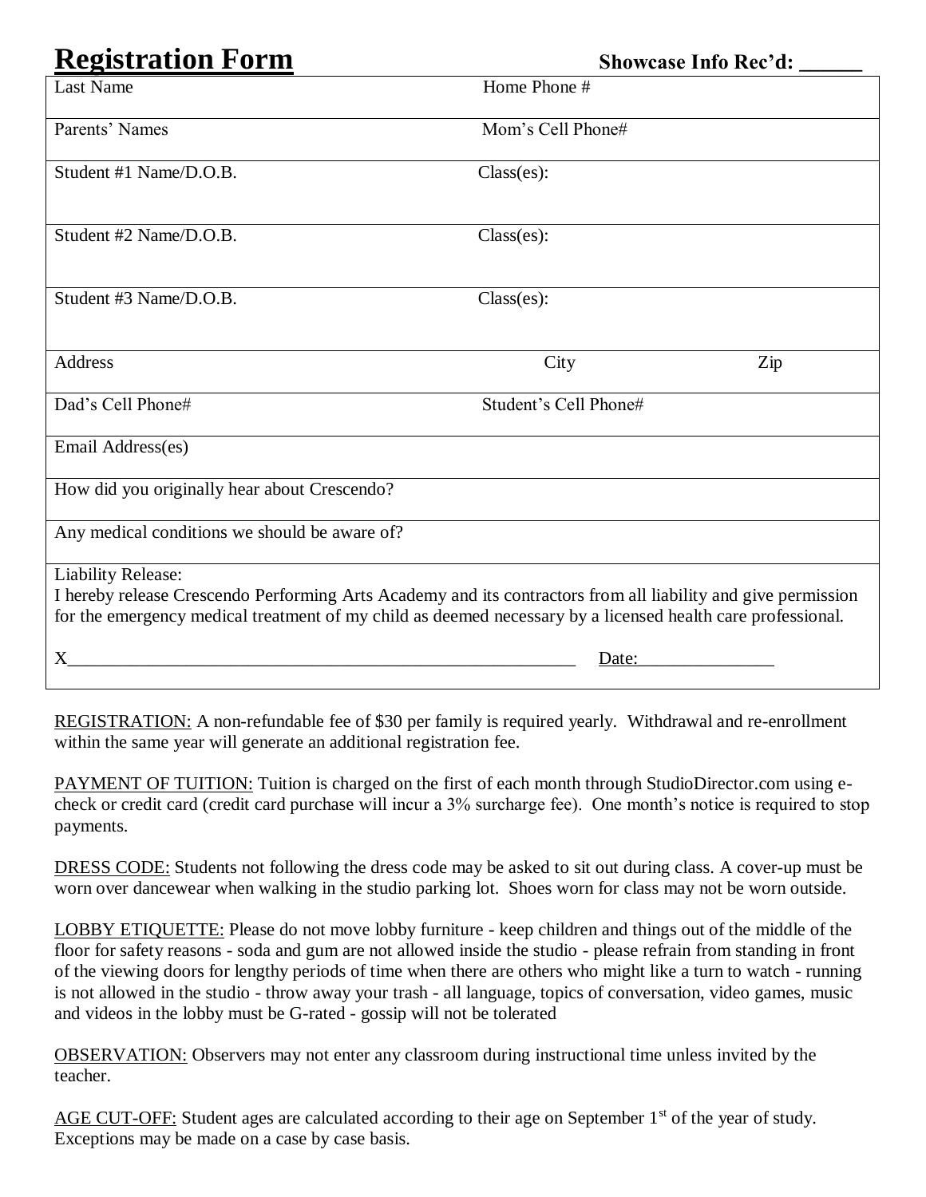# Registration Form

**Showcase Info Rec'd: ______**

| | | |
|---|---|---|
| Last Name | Home Phone # | |
| Parents' Names | Mom's Cell Phone# | |
| Student #1 Name/D.O.B. | Class(es): | |
| Student #2 Name/D.O.B. | Class(es): | |
| Student #3 Name/D.O.B. | Class(es): | |
| Address | City | Zip |
| Dad's Cell Phone# | Student's Cell Phone# | |
| Email Address(es) | | |
| How did you originally hear about Crescendo? | | |
| Any medical conditions we should be aware of? | | |

Liability Release:
I hereby release Crescendo Performing Arts Academy and its contractors from all liability and give permission for the emergency medical treatment of my child as deemed necessary by a licensed health care professional.

X__________________________________________________________ Date:_______________

REGISTRATION: A non-refundable fee of $30 per family is required yearly. Withdrawal and re-enrollment within the same year will generate an additional registration fee.

PAYMENT OF TUITION: Tuition is charged on the first of each month through StudioDirector.com using e-check or credit card (credit card purchase will incur a 3% surcharge fee). One month's notice is required to stop payments.

DRESS CODE: Students not following the dress code may be asked to sit out during class. A cover-up must be worn over dancewear when walking in the studio parking lot. Shoes worn for class may not be worn outside.

LOBBY ETIQUETTE: Please do not move lobby furniture - keep children and things out of the middle of the floor for safety reasons - soda and gum are not allowed inside the studio - please refrain from standing in front of the viewing doors for lengthy periods of time when there are others who might like a turn to watch - running is not allowed in the studio - throw away your trash - all language, topics of conversation, video games, music and videos in the lobby must be G-rated - gossip will not be tolerated

OBSERVATION: Observers may not enter any classroom during instructional time unless invited by the teacher.

AGE CUT-OFF: Student ages are calculated according to their age on September 1st of the year of study. Exceptions may be made on a case by case basis.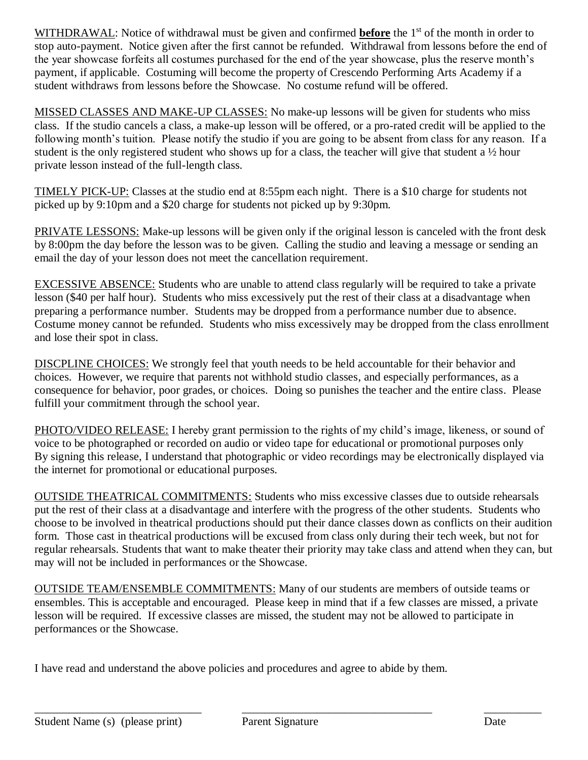<u>WITHDRAWAL</u>: Notice of withdrawal must be given and confirmed **<u>before</u>** the 1st of the month in order to stop auto-payment. Notice given after the first cannot be refunded. Withdrawal from lessons before the end of the year showcase forfeits all costumes purchased for the end of the year showcase, plus the reserve month's payment, if applicable. Costuming will become the property of Crescendo Performing Arts Academy if a student withdraws from lessons before the Showcase. No costume refund will be offered.

<u>MISSED CLASSES AND MAKE-UP CLASSES:</u> No make-up lessons will be given for students who miss class. If the studio cancels a class, a make-up lesson will be offered, or a pro-rated credit will be applied to the following month's tuition. Please notify the studio if you are going to be absent from class for any reason. If a student is the only registered student who shows up for a class, the teacher will give that student a ½ hour private lesson instead of the full-length class.

<u>TIMELY PICK-UP:</u> Classes at the studio end at 8:55pm each night. There is a $10 charge for students not picked up by 9:10pm and a $20 charge for students not picked up by 9:30pm.

<u>PRIVATE LESSONS:</u> Make-up lessons will be given only if the original lesson is canceled with the front desk by 8:00pm the day before the lesson was to be given. Calling the studio and leaving a message or sending an email the day of your lesson does not meet the cancellation requirement.

<u>EXCESSIVE ABSENCE:</u> Students who are unable to attend class regularly will be required to take a private lesson ($40 per half hour). Students who miss excessively put the rest of their class at a disadvantage when preparing a performance number. Students may be dropped from a performance number due to absence. Costume money cannot be refunded. Students who miss excessively may be dropped from the class enrollment and lose their spot in class.

<u>DISCPLINE CHOICES:</u> We strongly feel that youth needs to be held accountable for their behavior and choices. However, we require that parents not withhold studio classes, and especially performances, as a consequence for behavior, poor grades, or choices. Doing so punishes the teacher and the entire class. Please fulfill your commitment through the school year.

<u>PHOTO/VIDEO RELEASE:</u> I hereby grant permission to the rights of my child's image, likeness, or sound of voice to be photographed or recorded on audio or video tape for educational or promotional purposes only
By signing this release, I understand that photographic or video recordings may be electronically displayed via the internet for promotional or educational purposes.

<u>OUTSIDE THEATRICAL COMMITMENTS:</u> Students who miss excessive classes due to outside rehearsals put the rest of their class at a disadvantage and interfere with the progress of the other students. Students who choose to be involved in theatrical productions should put their dance classes down as conflicts on their audition form. Those cast in theatrical productions will be excused from class only during their tech week, but not for regular rehearsals. Students that want to make theater their priority may take class and attend when they can, but may will not be included in performances or the Showcase.

<u>OUTSIDE TEAM/ENSEMBLE COMMITMENTS:</u> Many of our students are members of outside teams or ensembles. This is acceptable and encouraged. Please keep in mind that if a few classes are missed, a private lesson will be required. If excessive classes are missed, the student may not be allowed to participate in performances or the Showcase.

I have read and understand the above policies and procedures and agree to abide by them.

\_\_\_\_\_\_\_\_\_\_\_\_\_\_\_\_\_\_\_\_\_\_\_\_\_\_\_\_\_\_ \_\_\_\_\_\_\_\_\_\_\_\_\_\_\_\_\_\_\_\_\_\_\_\_\_\_\_\_\_\_\_\_\_\_ \_\_\_\_\_\_\_\_\_\_

Student Name (s) (please print) Parent Signature Date